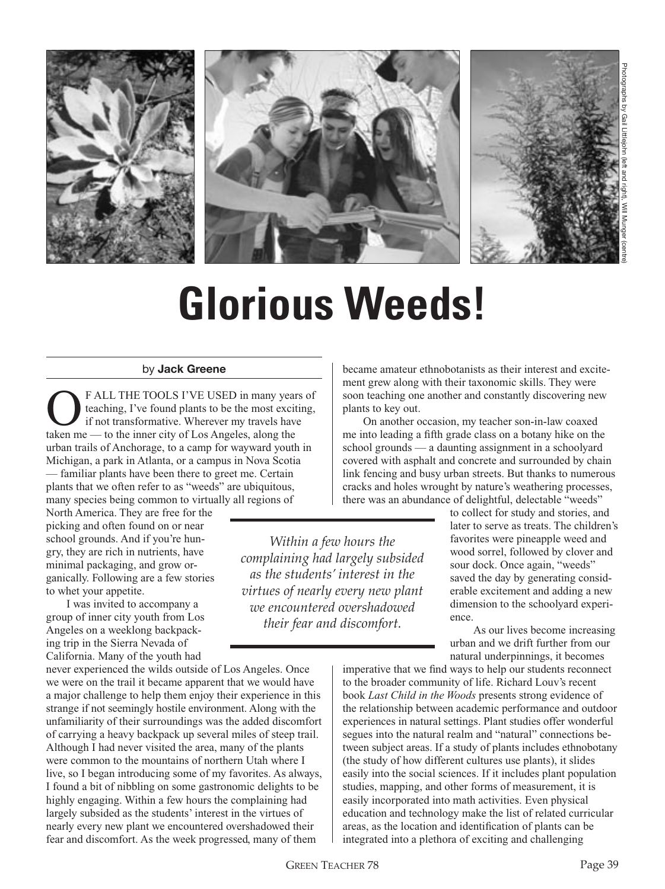Photographs by Gail Littlejohn (left and right), Will Munger (centre)

# Glorious Weeds!

by **Jack Greene**

OF ALL THE TOOLS I'VE USED in many years of teaching, I've found plants to be the most exciting, if not transformative. Wherever my travels have taken me — to the inner city of Los Angeles, along the urban trails of Anchorage, to a camp for wayward youth in Michigan, a park in Atlanta, or a campus in Nova Scotia — familiar plants have been there to greet me. Certain plants that we often refer to as "weeds" are ubiquitous, many species being common to virtually all regions of North America. They are free for the picking and often found on or near school grounds. And if you're hungry, they are rich in nutrients, have minimal packaging, and grow organically. Following are a few stories to whet your appetite.

I was invited to accompany a group of inner city youth from Los Angeles on a weeklong backpacking trip in the Sierra Nevada of California. Many of the youth had never experienced the wilds outside of Los Angeles. Once we were on the trail it became apparent that we would have a major challenge to help them enjoy their experience in this strange if not seemingly hostile environment. Along with the unfamiliarity of their surroundings was the added discomfort of carrying a heavy backpack up several miles of steep trail. Although I had never visited the area, many of the plants were common to the mountains of northern Utah where I live, so I began introducing some of my favorites. As always, I found a bit of nibbling on some gastronomic delights to be highly engaging. Within a few hours the complaining had largely subsided as the students' interest in the virtues of nearly every new plant we encountered overshadowed their fear and discomfort. As the week progressed, many of them became amateur ethnobotanists as their interest and excitement grew along with their taxonomic skills. They were soon teaching one another and constantly discovering new plants to key out.

> *Within a few hours the complaining had largely subsided as the students' interest in the virtues of nearly every new plant we encountered overshadowed their fear and discomfort.*

On another occasion, my teacher son-in-law coaxed me into leading a fifth grade class on a botany hike on the school grounds — a daunting assignment in a schoolyard covered with asphalt and concrete and surrounded by chain link fencing and busy urban streets. But thanks to numerous cracks and holes wrought by nature's weathering processes, there was an abundance of delightful, delectable "weeds" to collect for study and stories, and later to serve as treats. The children's favorites were pineapple weed and wood sorrel, followed by clover and sour dock. Once again, "weeds" saved the day by generating considerable excitement and adding a new dimension to the schoolyard experience.

As our lives become increasing urban and we drift further from our natural underpinnings, it becomes imperative that we find ways to help our students reconnect to the broader community of life. Richard Louv's recent book *Last Child in the Woods* presents strong evidence of the relationship between academic performance and outdoor experiences in natural settings. Plant studies offer wonderful segues into the natural realm and "natural" connections between subject areas. If a study of plants includes ethnobotany (the study of how different cultures use plants), it slides easily into the social sciences. If it includes plant population studies, mapping, and other forms of measurement, it is easily incorporated into math activities. Even physical education and technology make the list of related curricular areas, as the location and identification of plants can be integrated into a plethora of exciting and challenging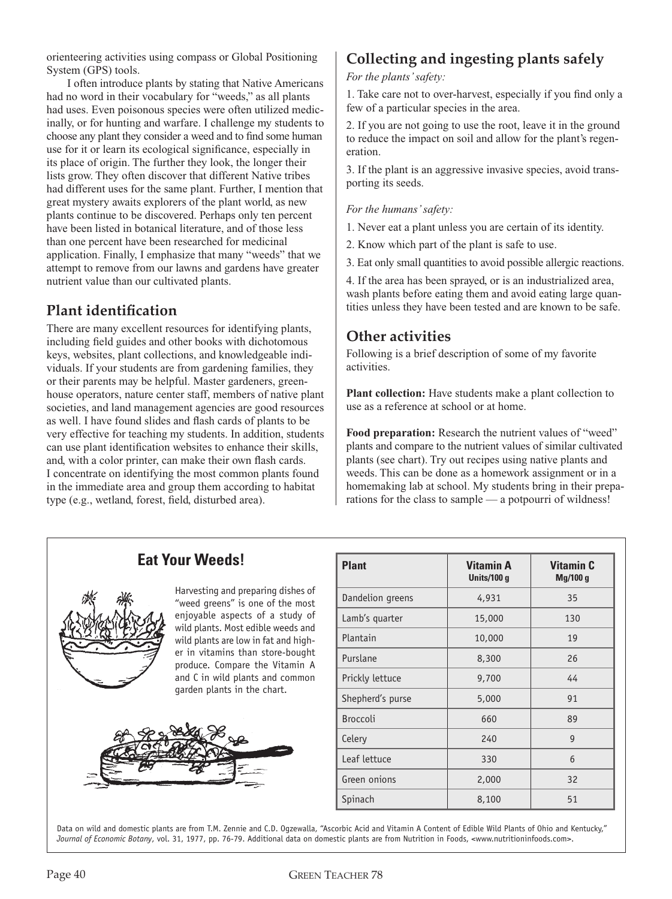orienteering activities using compass or Global Positioning System (GPS) tools.

I often introduce plants by stating that Native Americans had no word in their vocabulary for "weeds," as all plants had uses. Even poisonous species were often utilized medicinally, or for hunting and warfare. I challenge my students to choose any plant they consider a weed and to find some human use for it or learn its ecological significance, especially in its place of origin. The further they look, the longer their lists grow. They often discover that different Native tribes had different uses for the same plant. Further, I mention that great mystery awaits explorers of the plant world, as new plants continue to be discovered. Perhaps only ten percent have been listed in botanical literature, and of those less than one percent have been researched for medicinal application. Finally, I emphasize that many "weeds" that we attempt to remove from our lawns and gardens have greater nutrient value than our cultivated plants.

## Plant identification

There are many excellent resources for identifying plants, including field guides and other books with dichotomous keys, websites, plant collections, and knowledgeable individuals. If your students are from gardening families, they or their parents may be helpful. Master gardeners, greenhouse operators, nature center staff, members of native plant societies, and land management agencies are good resources as well. I have found slides and flash cards of plants to be very effective for teaching my students. In addition, students can use plant identification websites to enhance their skills, and, with a color printer, can make their own flash cards. I concentrate on identifying the most common plants found in the immediate area and group them according to habitat type (e.g., wetland, forest, field, disturbed area).

## Collecting and ingesting plants safely

*For the plants' safety:*

1. Take care not to over-harvest, especially if you find only a few of a particular species in the area.
2. If you are not going to use the root, leave it in the ground to reduce the impact on soil and allow for the plant's regeneration.
3. If the plant is an aggressive invasive species, avoid transporting its seeds.

*For the humans' safety:*

1. Never eat a plant unless you are certain of its identity.
2. Know which part of the plant is safe to use.
3. Eat only small quantities to avoid possible allergic reactions.
4. If the area has been sprayed, or is an industrialized area, wash plants before eating them and avoid eating large quantities unless they have been tested and are known to be safe.

## Other activities

Following is a brief description of some of my favorite activities.

**Plant collection:** Have students make a plant collection to use as a reference at school or at home.

**Food preparation:** Research the nutrient values of "weed" plants and compare to the nutrient values of similar cultivated plants (see chart). Try out recipes using native plants and weeds. This can be done as a homework assignment or in a homemaking lab at school. My students bring in their preparations for the class to sample — a potpourri of wildness!

### Eat Your Weeds!

Harvesting and preparing dishes of "weed greens" is one of the most enjoyable aspects of a study of wild plants. Most edible weeds and wild plants are low in fat and higher in vitamins than store-bought produce. Compare the Vitamin A and C in wild plants and common garden plants in the chart.

| Plant | Vitamin A Units/100 g | Vitamin C Mg/100 g |
|---|---|---|
| Dandelion greens | 4,931 | 35 |
| Lamb's quarter | 15,000 | 130 |
| Plantain | 10,000 | 19 |
| Purslane | 8,300 | 26 |
| Prickly lettuce | 9,700 | 44 |
| Shepherd's purse | 5,000 | 91 |
| Broccoli | 660 | 89 |
| Celery | 240 | 9 |
| Leaf lettuce | 330 | 6 |
| Green onions | 2,000 | 32 |
| Spinach | 8,100 | 51 |

Data on wild and domestic plants are from T.M. Zennie and C.D. Ogzewalla, "Ascorbic Acid and Vitamin A Content of Edible Wild Plants of Ohio and Kentucky," *Journal of Economic Botany*, vol. 31, 1977, pp. 76-79. Additional data on domestic plants are from Nutrition in Foods, <www.nutritioninfoods.com>.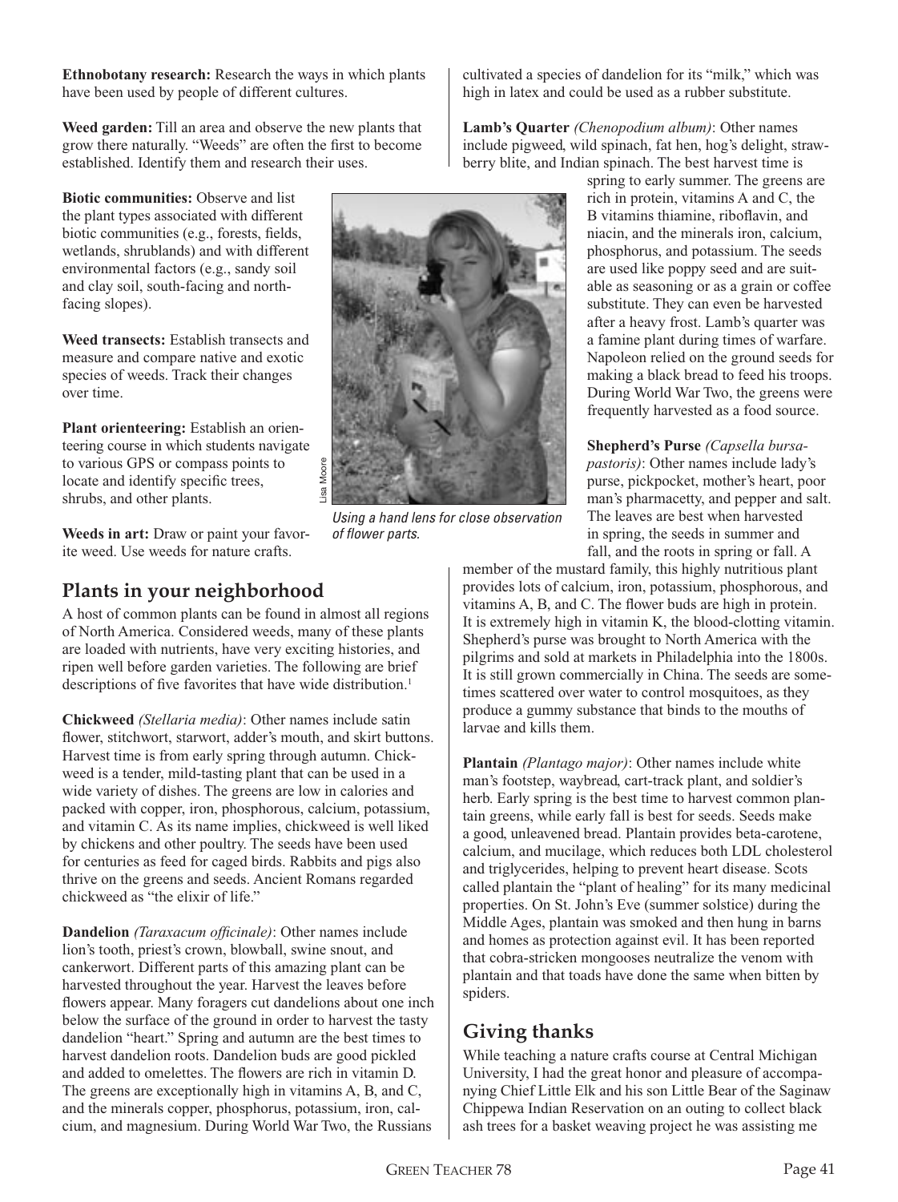**Ethnobotany research:** Research the ways in which plants have been used by people of different cultures.

**Weed garden:** Till an area and observe the new plants that grow there naturally. "Weeds" are often the first to become established. Identify them and research their uses.

**Biotic communities:** Observe and list the plant types associated with different biotic communities (e.g., forests, fields, wetlands, shrublands) and with different environmental factors (e.g., sandy soil and clay soil, south-facing and north-facing slopes).

**Weed transects:** Establish transects and measure and compare native and exotic species of weeds. Track their changes over time.

**Plant orienteering:** Establish an orienteering course in which students navigate to various GPS or compass points to locate and identify specific trees, shrubs, and other plants.

**Weeds in art:** Draw or paint your favorite weed. Use weeds for nature crafts.

Lisa Moore

*Using a hand lens for close observation of flower parts.*

## Plants in your neighborhood

A host of common plants can be found in almost all regions of North America. Considered weeds, many of these plants are loaded with nutrients, have very exciting histories, and ripen well before garden varieties. The following are brief descriptions of five favorites that have wide distribution.[1]

**Chickweed** *(Stellaria media)*: Other names include satin flower, stitchwort, starwort, adder's mouth, and skirt buttons. Harvest time is from early spring through autumn. Chickweed is a tender, mild-tasting plant that can be used in a wide variety of dishes. The greens are low in calories and packed with copper, iron, phosphorous, calcium, potassium, and vitamin C. As its name implies, chickweed is well liked by chickens and other poultry. The seeds have been used for centuries as feed for caged birds. Rabbits and pigs also thrive on the greens and seeds. Ancient Romans regarded chickweed as "the elixir of life."

**Dandelion** *(Taraxacum officinale)*: Other names include lion's tooth, priest's crown, blowball, swine snout, and cankerwort. Different parts of this amazing plant can be harvested throughout the year. Harvest the leaves before flowers appear. Many foragers cut dandelions about one inch below the surface of the ground in order to harvest the tasty dandelion "heart." Spring and autumn are the best times to harvest dandelion roots. Dandelion buds are good pickled and added to omelettes. The flowers are rich in vitamin D. The greens are exceptionally high in vitamins A, B, and C, and the minerals copper, phosphorus, potassium, iron, calcium, and magnesium. During World War Two, the Russians cultivated a species of dandelion for its "milk," which was high in latex and could be used as a rubber substitute.

**Lamb's Quarter** *(Chenopodium album)*: Other names include pigweed, wild spinach, fat hen, hog's delight, strawberry blite, and Indian spinach. The best harvest time is spring to early summer. The greens are rich in protein, vitamins A and C, the B vitamins thiamine, riboflavin, and niacin, and the minerals iron, calcium, phosphorus, and potassium. The seeds are used like poppy seed and are suitable as seasoning or as a grain or coffee substitute. They can even be harvested after a heavy frost. Lamb's quarter was a famine plant during times of warfare. Napoleon relied on the ground seeds for making a black bread to feed his troops. During World War Two, the greens were frequently harvested as a food source.

**Shepherd's Purse** *(Capsella bursa-pastoris)*: Other names include lady's purse, pickpocket, mother's heart, poor man's pharmacetty, and pepper and salt. The leaves are best when harvested in spring, the seeds in summer and fall, and the roots in spring or fall. A member of the mustard family, this highly nutritious plant provides lots of calcium, iron, potassium, phosphorous, and vitamins A, B, and C. The flower buds are high in protein. It is extremely high in vitamin K, the blood-clotting vitamin. Shepherd's purse was brought to North America with the pilgrims and sold at markets in Philadelphia into the 1800s. It is still grown commercially in China. The seeds are sometimes scattered over water to control mosquitoes, as they produce a gummy substance that binds to the mouths of larvae and kills them.

**Plantain** *(Plantago major)*: Other names include white man's footstep, waybread, cart-track plant, and soldier's herb. Early spring is the best time to harvest common plantain greens, while early fall is best for seeds. Seeds make a good, unleavened bread. Plantain provides beta-carotene, calcium, and mucilage, which reduces both LDL cholesterol and triglycerides, helping to prevent heart disease. Scots called plantain the "plant of healing" for its many medicinal properties. On St. John's Eve (summer solstice) during the Middle Ages, plantain was smoked and then hung in barns and homes as protection against evil. It has been reported that cobra-stricken mongooses neutralize the venom with plantain and that toads have done the same when bitten by spiders.

## Giving thanks

While teaching a nature crafts course at Central Michigan University, I had the great honor and pleasure of accompanying Chief Little Elk and his son Little Bear of the Saginaw Chippewa Indian Reservation on an outing to collect black ash trees for a basket weaving project he was assisting me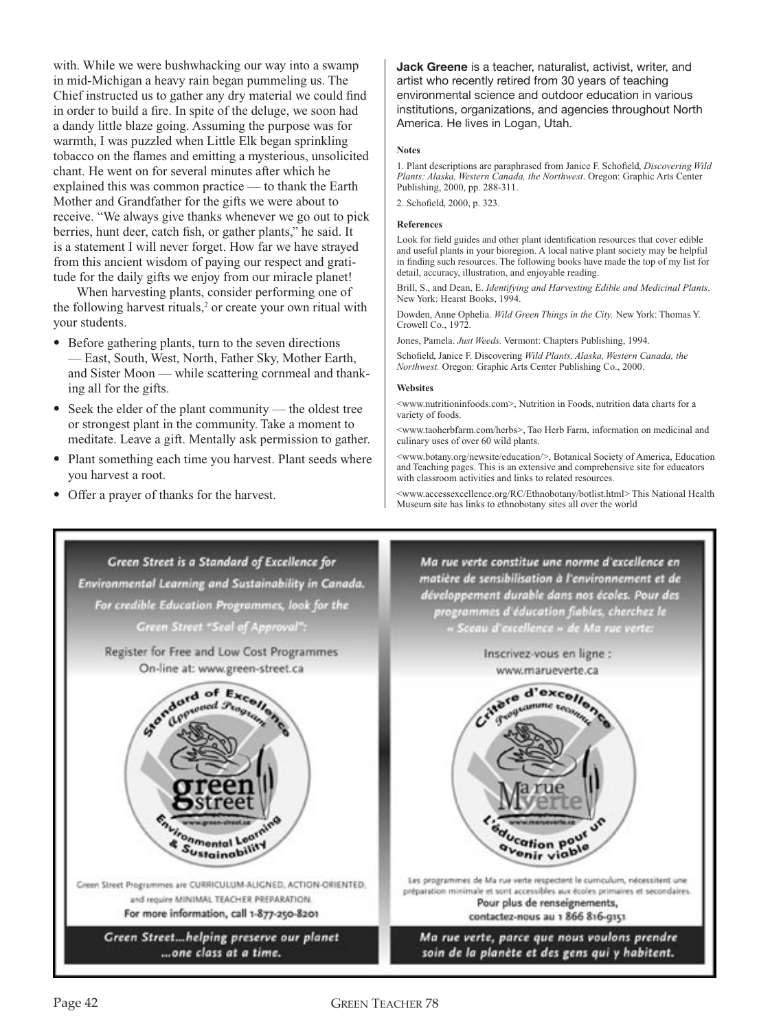with. While we were bushwhacking our way into a swamp in mid-Michigan a heavy rain began pummeling us. The Chief instructed us to gather any dry material we could find in order to build a fire. In spite of the deluge, we soon had a dandy little blaze going. Assuming the purpose was for warmth, I was puzzled when Little Elk began sprinkling tobacco on the flames and emitting a mysterious, unsolicited chant. He went on for several minutes after which he explained this was common practice — to thank the Earth Mother and Grandfather for the gifts we were about to receive. "We always give thanks whenever we go out to pick berries, hunt deer, catch fish, or gather plants," he said. It is a statement I will never forget. How far we have strayed from this ancient wisdom of paying our respect and gratitude for the daily gifts we enjoy from our miracle planet!

When harvesting plants, consider performing one of the following harvest rituals,[2] or create your own ritual with your students.

- Before gathering plants, turn to the seven directions — East, South, West, North, Father Sky, Mother Earth, and Sister Moon — while scattering cornmeal and thanking all for the gifts.
- Seek the elder of the plant community — the oldest tree or strongest plant in the community. Take a moment to meditate. Leave a gift. Mentally ask permission to gather.
- Plant something each time you harvest. Plant seeds where you harvest a root.
- Offer a prayer of thanks for the harvest.

**Jack Greene** is a teacher, naturalist, activist, writer, and artist who recently retired from 30 years of teaching environmental science and outdoor education in various institutions, organizations, and agencies throughout North America. He lives in Logan, Utah.

**Notes**

1. Plant descriptions are paraphrased from Janice F. Schofield, *Discovering Wild Plants: Alaska, Western Canada, the Northwest*. Oregon: Graphic Arts Center Publishing, 2000, pp. 288-311.

2. Schofield, 2000, p. 323.

**References**

Look for field guides and other plant identification resources that cover edible and useful plants in your bioregion. A local native plant society may be helpful in finding such resources. The following books have made the top of my list for detail, accuracy, illustration, and enjoyable reading.

Brill, S., and Dean, E. *Identifying and Harvesting Edible and Medicinal Plants.* New York: Hearst Books, 1994.

Dowden, Anne Ophelia. *Wild Green Things in the City.* New York: Thomas Y. Crowell Co., 1972.

Jones, Pamela. *Just Weeds.* Vermont: Chapters Publishing, 1994.

Schofield, Janice F. Discovering *Wild Plants, Alaska, Western Canada, the Northwest.* Oregon: Graphic Arts Center Publishing Co., 2000.

**Websites**

<www.nutritioninfoods.com>, Nutrition in Foods, nutrition data charts for a variety of foods.

<www.taoherbfarm.com/herbs>, Tao Herb Farm, information on medicinal and culinary uses of over 60 wild plants.

<www.botany.org/newsite/education/>, Botanical Society of America, Education and Teaching pages. This is an extensive and comprehensive site for educators with classroom activities and links to related resources.

<www.accessexcellence.org/RC/Ethnobotany/botlist.html> This National Health Museum site has links to ethnobotany sites all over the world

*Green Street is a Standard of Excellence for Environmental Learning and Sustainability in Canada. For credible Education Programmes, look for the Green Street "Seal of Approval":*

Register for Free and Low Cost Programmes
On-line at: www.green-street.ca

Standard of Excellence — Approved Program — green street — www.green-street.ca — Environmental Learning & Sustainability

Green Street Programmes are CURRICULUM-ALIGNED, ACTION-ORIENTED, and require MINIMAL TEACHER PREPARATION.
For more information, call 1-877-250-8201

*Green Street...helping preserve our planet ...one class at a time.*

*Ma rue verte constitue une norme d'excellence en matière de sensibilisation à l'environnement et de développement durable dans nos écoles. Pour des programmes d'éducation fiables, cherchez le « Sceau d'excellence » de Ma rue verte:*

Inscrivez-vous en ligne :
www.marueverte.ca

Critère d'excellence — Programme reconnu — Ma rue verte — www.marueverte.ca — L'éducation pour un avenir viable

Les programmes de Ma rue verte respectent le curriculum, nécessitent une préparation minimale et sont accessibles aux écoles primaires et secondaires.
Pour plus de renseignements, contactez-nous au 1 866 816-9151

*Ma rue verte, parce que nous voulons prendre soin de la planète et des gens qui y habitent.*